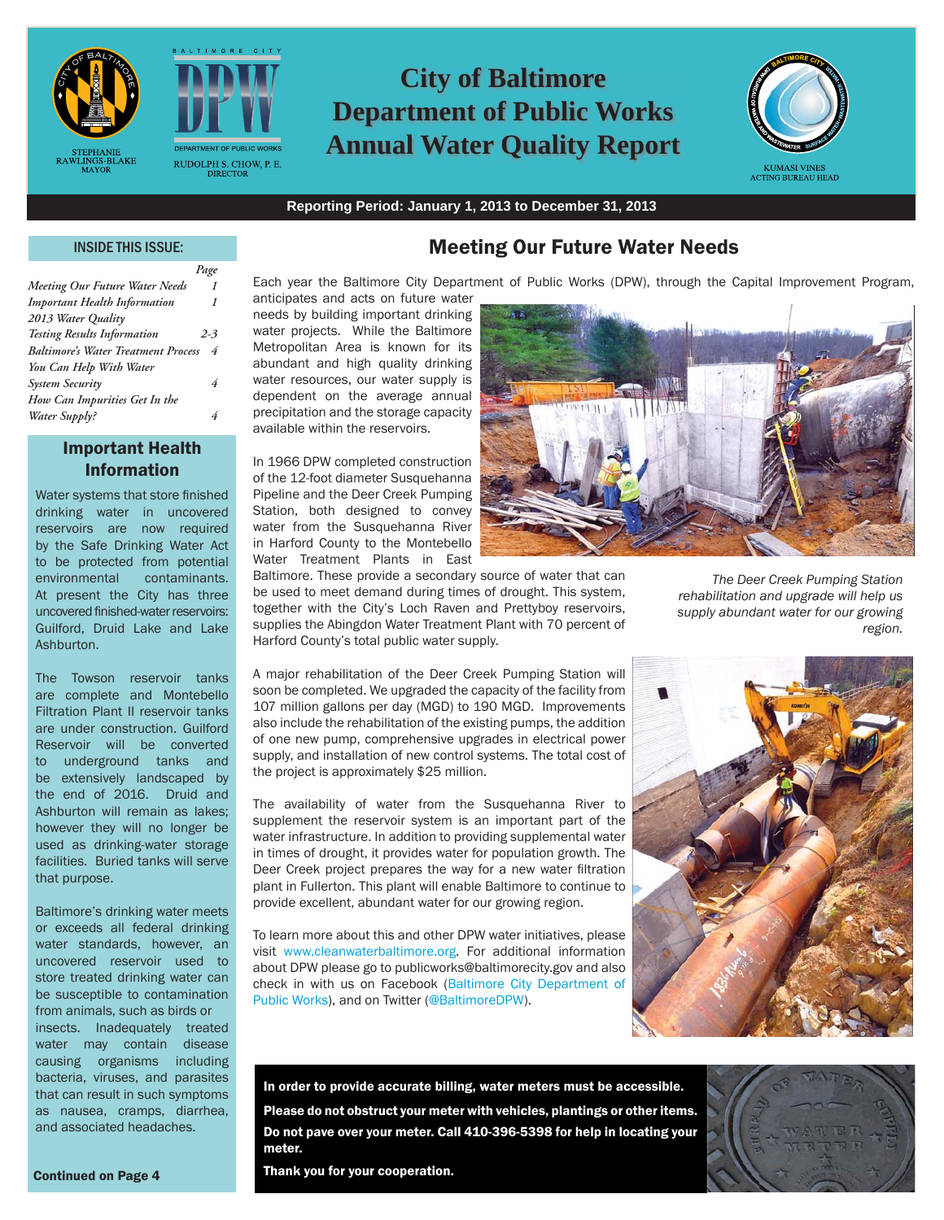STEPHANIE RAWLINGS-BLAKE
MAYOR

BALTIMORE CITY DPW
DEPARTMENT OF PUBLIC WORKS
RUDOLPH S. CHOW, P. E.
DIRECTOR

# City of Baltimore Department of Public Works Annual Water Quality Report

KUMASI VINES
ACTING BUREAU HEAD

**Reporting Period: January 1, 2013 to December 31, 2013**

## INSIDE THIS ISSUE:

| | Page |
|---|---|
| *Meeting Our Future Water Needs* | *1* |
| *Important Health Information* | *1* |
| *2013 Water Quality Testing Results Information* | *2-3* |
| *Baltimore's Water Treatment Process* | *4* |
| *You Can Help With Water System Security* | *4* |
| *How Can Impurities Get In the Water Supply?* | *4* |

## Meeting Our Future Water Needs

Each year the Baltimore City Department of Public Works (DPW), through the Capital Improvement Program, anticipates and acts on future water needs by building important drinking water projects. While the Baltimore Metropolitan Area is known for its abundant and high quality drinking water resources, our water supply is dependent on the average annual precipitation and the storage capacity available within the reservoirs.

In 1966 DPW completed construction of the 12-foot diameter Susquehanna Pipeline and the Deer Creek Pumping Station, both designed to convey water from the Susquehanna River in Harford County to the Montebello Water Treatment Plants in East Baltimore. These provide a secondary source of water that can be used to meet demand during times of drought. This system, together with the City's Loch Raven and Prettyboy reservoirs, supplies the Abingdon Water Treatment Plant with 70 percent of Harford County's total public water supply.

*The Deer Creek Pumping Station rehabilitation and upgrade will help us supply abundant water for our growing region.*

A major rehabilitation of the Deer Creek Pumping Station will soon be completed. We upgraded the capacity of the facility from 107 million gallons per day (MGD) to 190 MGD. Improvements also include the rehabilitation of the existing pumps, the addition of one new pump, comprehensive upgrades in electrical power supply, and installation of new control systems. The total cost of the project is approximately $25 million.

The availability of water from the Susquehanna River to supplement the reservoir system is an important part of the water infrastructure. In addition to providing supplemental water in times of drought, it provides water for population growth. The Deer Creek project prepares the way for a new water filtration plant in Fullerton. This plant will enable Baltimore to continue to provide excellent, abundant water for our growing region.

To learn more about this and other DPW water initiatives, please visit www.cleanwaterbaltimore.org. For additional information about DPW please go to publicworks@baltimorecity.gov and also check in with us on Facebook (Baltimore City Department of Public Works), and on Twitter (@BaltimoreDPW).

## Important Health Information

Water systems that store finished drinking water in uncovered reservoirs are now required by the Safe Drinking Water Act to be protected from potential environmental contaminants. At present the City has three uncovered finished-water reservoirs: Guilford, Druid Lake and Lake Ashburton.

The Towson reservoir tanks are complete and Montebello Filtration Plant II reservoir tanks are under construction. Guilford Reservoir will be converted to underground tanks and be extensively landscaped by the end of 2016. Druid and Ashburton will remain as lakes; however they will no longer be used as drinking-water storage facilities. Buried tanks will serve that purpose.

Baltimore's drinking water meets or exceeds all federal drinking water standards, however, an uncovered reservoir used to store treated drinking water can be susceptible to contamination from animals, such as birds or insects. Inadequately treated water may contain disease causing organisms including bacteria, viruses, and parasites that can result in such symptoms as nausea, cramps, diarrhea, and associated headaches.

**Continued on Page 4**

**In order to provide accurate billing, water meters must be accessible.**

**Please do not obstruct your meter with vehicles, plantings or other items.**

**Do not pave over your meter. Call 410-396-5398 for help in locating your meter.**

**Thank you for your cooperation.**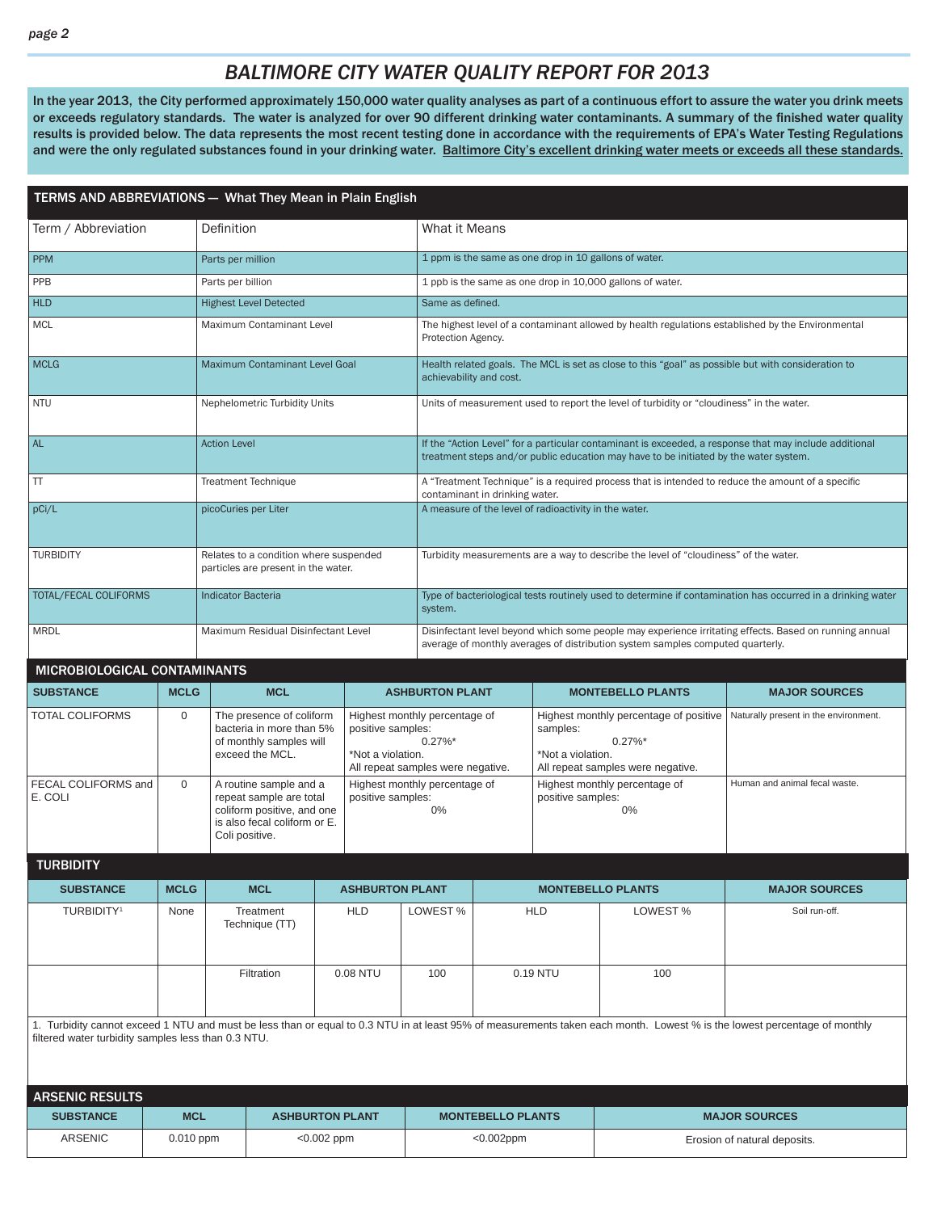# BALTIMORE CITY WATER QUALITY REPORT FOR 2013

**In the year 2013, the City performed approximately 150,000 water quality analyses as part of a continuous effort to assure the water you drink meets or exceeds regulatory standards. The water is analyzed for over 90 different drinking water contaminants. A summary of the finished water quality results is provided below. The data represents the most recent testing done in accordance with the requirements of EPA's Water Testing Regulations and were the only regulated substances found in your drinking water. Baltimore City's excellent drinking water meets or exceeds all these standards.**

## TERMS AND ABBREVIATIONS — What They Mean in Plain English

| Term / Abbreviation | Definition | What it Means |
|---|---|---|
| PPM | Parts per million | 1 ppm is the same as one drop in 10 gallons of water. |
| PPB | Parts per billion | 1 ppb is the same as one drop in 10,000 gallons of water. |
| HLD | Highest Level Detected | Same as defined. |
| MCL | Maximum Contaminant Level | The highest level of a contaminant allowed by health regulations established by the Environmental Protection Agency. |
| MCLG | Maximum Contaminant Level Goal | Health related goals. The MCL is set as close to this "goal" as possible but with consideration to achievability and cost. |
| NTU | Nephelometric Turbidity Units | Units of measurement used to report the level of turbidity or "cloudiness" in the water. |
| AL | Action Level | If the "Action Level" for a particular contaminant is exceeded, a response that may include additional treatment steps and/or public education may have to be initiated by the water system. |
| TT | Treatment Technique | A "Treatment Technique" is a required process that is intended to reduce the amount of a specific contaminant in drinking water. |
| pCi/L | picoCuries per Liter | A measure of the level of radioactivity in the water. |
| TURBIDITY | Relates to a condition where suspended particles are present in the water. | Turbidity measurements are a way to describe the level of "cloudiness" of the water. |
| TOTAL/FECAL COLIFORMS | Indicator Bacteria | Type of bacteriological tests routinely used to determine if contamination has occurred in a drinking water system. |
| MRDL | Maximum Residual Disinfectant Level | Disinfectant level beyond which some people may experience irritating effects. Based on running annual average of monthly averages of distribution system samples computed quarterly. |

## MICROBIOLOGICAL CONTAMINANTS

| SUBSTANCE | MCLG | MCL | ASHBURTON PLANT | MONTEBELLO PLANTS | MAJOR SOURCES |
|---|---|---|---|---|---|
| TOTAL COLIFORMS | 0 | The presence of coliform bacteria in more than 5% of monthly samples will exceed the MCL. | Highest monthly percentage of positive samples: 0.27%* *Not a violation. All repeat samples were negative. | Highest monthly percentage of positive samples: 0.27%* *Not a violation. All repeat samples were negative. | Naturally present in the environment. |
| FECAL COLIFORMS and E. COLI | 0 | A routine sample and a repeat sample are total coliform positive, and one is also fecal coliform or E. Coli positive. | Highest monthly percentage of positive samples: 0% | Highest monthly percentage of positive samples: 0% | Human and animal fecal waste. |

## TURBIDITY

| SUBSTANCE | MCLG | MCL | ASHBURTON PLANT | | MONTEBELLO PLANTS | | MAJOR SOURCES |
|---|---|---|---|---|---|---|---|
| TURBIDITY[1] | None | Treatment Technique (TT) | HLD | LOWEST % | HLD | LOWEST % | Soil run-off. |
| | | Filtration | 0.08 NTU | 100 | 0.19 NTU | 100 | |

1. Turbidity cannot exceed 1 NTU and must be less than or equal to 0.3 NTU in at least 95% of measurements taken each month. Lowest % is the lowest percentage of monthly filtered water turbidity samples less than 0.3 NTU.

## ARSENIC RESULTS

| SUBSTANCE | MCL | ASHBURTON PLANT | MONTEBELLO PLANTS | MAJOR SOURCES |
|---|---|---|---|---|
| ARSENIC | 0.010 ppm | <0.002 ppm | <0.002ppm | Erosion of natural deposits. |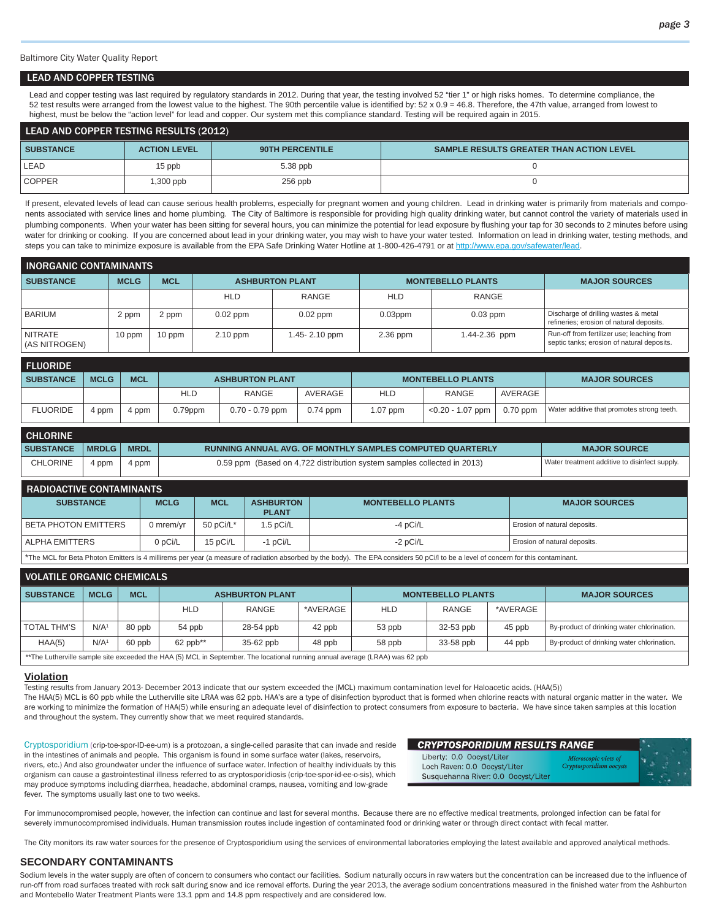Baltimore City Water Quality Report

## LEAD AND COPPER TESTING

Lead and copper testing was last required by regulatory standards in 2012. During that year, the testing involved 52 "tier 1" or high risks homes. To determine compliance, the 52 test results were arranged from the lowest value to the highest. The 90th percentile is identified by: 52 x 0.9 = 46.8. Therefore, the 47th value, arranged from lowest to highest, must be below the "action level" for lead and copper. Our system met this compliance standard. Testing will be required again in 2015.

### LEAD AND COPPER TESTING RESULTS (2012)

| SUBSTANCE | ACTION LEVEL | 90TH PERCENTILE | SAMPLE RESULTS GREATER THAN ACTION LEVEL |
|---|---|---|---|
| LEAD | 15 ppb | 5.38 ppb | 0 |
| COPPER | 1,300 ppb | 256 ppb | 0 |

If present, elevated levels of lead can cause serious health problems, especially for pregnant women and young children. Lead in drinking water is primarily from materials and components associated with service lines and home plumbing. The City of Baltimore is responsible for providing high quality drinking water, but cannot control the variety of materials used in plumbing components. When your water has been sitting for several hours, you can minimize the potential for lead exposure by flushing your tap for 30 seconds to 2 minutes before using water for drinking or cooking. If you are concerned about lead in your drinking water, you may wish to have your water tested. Information on lead in drinking water, testing methods, and steps you can take to minimize exposure is available from the EPA Safe Drinking Water Hotline at 1-800-426-4791 or at http://www.epa.gov/safewater/lead.

### INORGANIC CONTAMINANTS

| SUBSTANCE | MCLG | MCL | ASHBURTON PLANT | | MONTEBELLO PLANTS | | MAJOR SOURCES |
|---|---|---|---|---|---|---|---|
| | | | HLD | RANGE | HLD | RANGE | |
| BARIUM | 2 ppm | 2 ppm | 0.02 ppm | 0.02 ppm | 0.03ppm | 0.03 ppm | Discharge of drilling wastes & metal refineries; erosion of natural deposits. |
| NITRATE (AS NITROGEN) | 10 ppm | 10 ppm | 2.10 ppm | 1.45- 2.10 ppm | 2.36 ppm | 1.44-2.36 ppm | Run-off from fertilizer use; leaching from septic tanks; erosion of natural deposits. |

### FLUORIDE

| SUBSTANCE | MCLG | MCL | ASHBURTON PLANT | | | MONTEBELLO PLANTS | | | MAJOR SOURCES |
|---|---|---|---|---|---|---|---|---|---|
| | | | HLD | RANGE | AVERAGE | HLD | RANGE | AVERAGE | |
| FLUORIDE | 4 ppm | 4 ppm | 0.79ppm | 0.70 - 0.79 ppm | 0.74 ppm | 1.07 ppm | <0.20 - 1.07 ppm | 0.70 ppm | Water additive that promotes strong teeth. |

### CHLORINE

| SUBSTANCE | MRDLG | MRDL | RUNNING ANNUAL AVG. OF MONTHLY SAMPLES COMPUTED QUARTERLY | MAJOR SOURCE |
|---|---|---|---|---|
| CHLORINE | 4 ppm | 4 ppm | 0.59 ppm (Based on 4,722 distribution system samples collected in 2013) | Water treatment additive to disinfect supply. |

### RADIOACTIVE CONTAMINANTS

| SUBSTANCE | MCLG | MCL | ASHBURTON PLANT | MONTEBELLO PLANTS | MAJOR SOURCES |
|---|---|---|---|---|---|
| BETA PHOTON EMITTERS | 0 mrem/yr | 50 pCi/L* | 1.5 pCi/L | -4 pCi/L | Erosion of natural deposits. |
| ALPHA EMITTERS | 0 pCi/L | 15 pCi/L | -1 pCi/L | -2 pCi/L | Erosion of natural deposits. |

*The MCL for Beta Photon Emitters is 4 millirems per year (a measure of radiation absorbed by the body). The EPA considers 50 pCi/l to be a level of concern for this contaminant.

### VOLATILE ORGANIC CHEMICALS

| SUBSTANCE | MCLG | MCL | ASHBURTON PLANT | | | MONTEBELLO PLANTS | | | MAJOR SOURCES |
|---|---|---|---|---|---|---|---|---|---|
| | | | HLD | RANGE | *AVERAGE | HLD | RANGE | *AVERAGE | |
| TOTAL THM'S | N/A[1] | 80 ppb | 54 ppb | 28-54 ppb | 42 ppb | 53 ppb | 32-53 ppb | 45 ppb | By-product of drinking water chlorination. |
| HAA(5) | N/A[1] | 60 ppb | 62 ppb** | 35-62 ppb | 48 ppb | 58 ppb | 33-58 ppb | 44 ppb | By-product of drinking water chlorination. |

**The Lutherville sample site exceeded the HAA (5) MCL in September. The locational running annual average (LRAA) was 62 ppb

### Violation

Testing results from January 2013- December 2013 indicate that our system exceeded the (MCL) maximum contamination level for Haloacetic acids. (HAA(5))
The HAA(5) MCL is 60 ppb while the Lutherville site LRAA was 62 ppb. HAA's are a type of disinfection byproduct that is formed when chlorine reacts with natural organic matter in the water. We are working to minimize the formation of HAA(5) while ensuring an adequate level of disinfection to protect consumers from exposure to bacteria. We have since taken samples at this location and throughout the system. They currently show that we meet required standards.

Cryptosporidium (crip-toe-spor-ID-ee-um) is a protozoan, a single-celled parasite that can invade and reside in the intestines of animals and people. This organism is found in some surface water (lakes, reservoirs, rivers, etc.) And also groundwater under the influence of surface water. Infection of healthy individuals by this organism can cause a gastrointestinal illness referred to as cryptosporidiosis (crip-toe-spor-id-ee-o-sis), which may produce symptoms including diarrhea, headache, abdominal cramps, nausea, vomiting and low-grade fever. The symptoms usually last one to two weeks.

**CRYPTOSPORIDIUM RESULTS RANGE**

Liberty: 0.0 Oocyst/Liter
Loch Raven: 0.0 Oocyst/Liter
Susquehanna River: 0.0 Oocyst/Liter

*Microscopic view of Cryptosporidium oocysts*

For immunocompromised people, however, the infection can continue and last for several months. Because there are no effective medical treatments, prolonged infection can be fatal for severely immunocompromised individuals. Human transmission routes include ingestion of contaminated food or drinking water or through direct contact with fecal matter.

The City monitors its raw water sources for the presence of Cryptosporidium using the services of environmental laboratories employing the latest available and approved analytical methods.

## SECONDARY CONTAMINANTS

Sodium levels in the water supply are often of concern to consumers who contact our facilities. Sodium naturally occurs in raw waters but the concentration can be increased due to the influence of run-off from road surfaces treated with rock salt during snow and ice removal efforts. During the year 2013, the average sodium concentrations measured in the finished water from the Ashburton and Montebello Water Treatment Plants were 13.1 ppm and 14.8 ppm respectively and are considered low.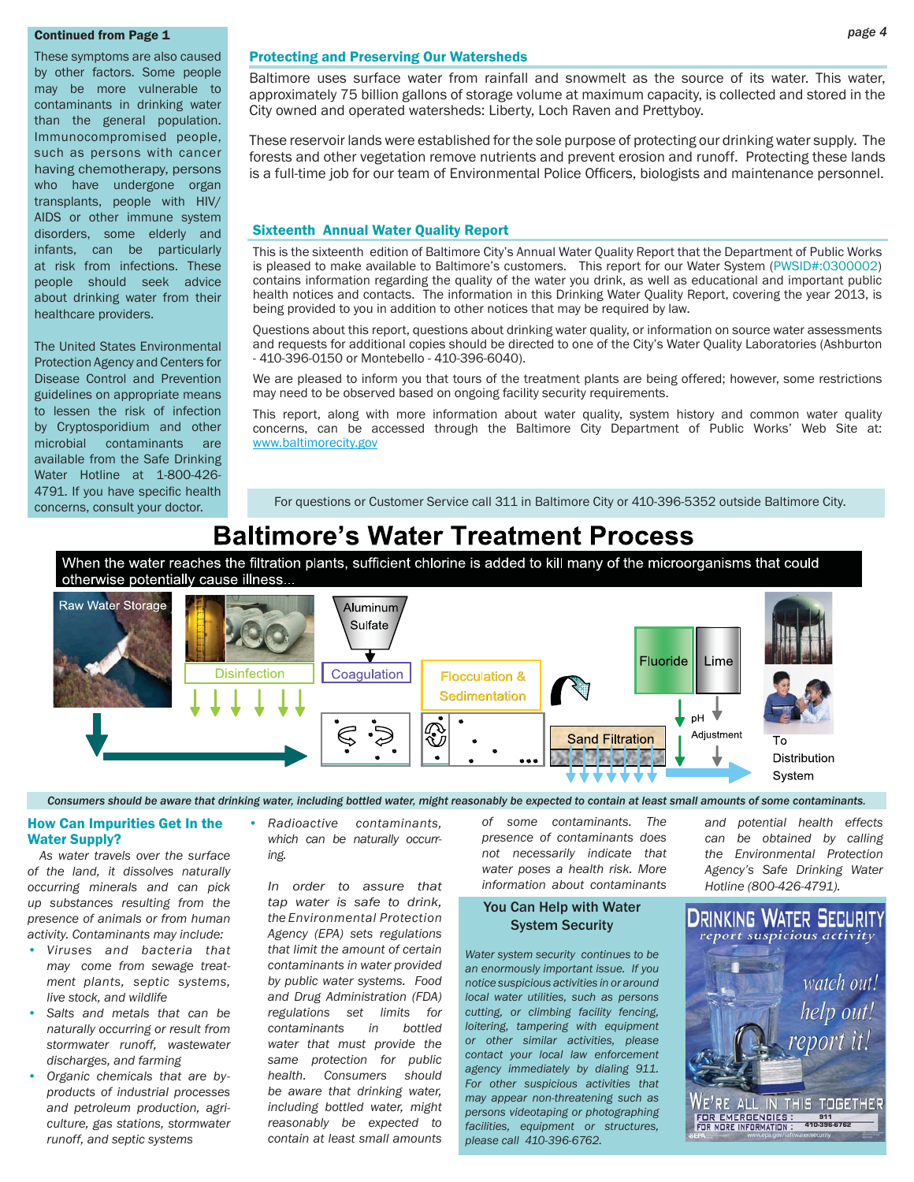**Continued from Page 1**

These symptoms are also caused by other factors. Some people may be more vulnerable to contaminants in drinking water than the general population. Immunocompromised people, such as persons with cancer having chemotherapy, persons who have undergone organ transplants, people with HIV/AIDS or other immune system disorders, some elderly and infants, can be particularly at risk from infections. These people should seek advice about drinking water from their healthcare providers.

The United States Environmental Protection Agency and Centers for Disease Control and Prevention guidelines on appropriate means to lessen the risk of infection by Cryptosporidium and other microbial contaminants are available from the Safe Drinking Water Hotline at 1-800-426-4791. If you have specific health concerns, consult your doctor.

## Protecting and Preserving Our Watersheds

Baltimore uses surface water from rainfall and snowmelt as the source of its water. This water, approximately 75 billion gallons of storage volume at maximum capacity, is collected and stored in the City owned and operated watersheds: Liberty, Loch Raven and Prettyboy.

These reservoir lands were established for the sole purpose of protecting our drinking water supply. The forests and other vegetation remove nutrients and prevent erosion and runoff. Protecting these lands is a full-time job for our team of Environmental Police Officers, biologists and maintenance personnel.

## Sixteenth Annual Water Quality Report

This is the sixteenth edition of Baltimore City's Annual Water Quality Report that the Department of Public Works is pleased to make available to Baltimore's customers. This report for our Water System (PWSID#:0300002) contains information regarding the quality of the water you drink, as well as educational and important public health notices and contacts. The information in this Drinking Water Quality Report, covering the year 2013, is being provided to you in addition to other notices that may be required by law.

Questions about this report, questions about drinking water quality, or information on source water assessments and requests for additional copies should be directed to one of the City's Water Quality Laboratories (Ashburton - 410-396-0150 or Montebello - 410-396-6040).

We are pleased to inform you that tours of the treatment plants are being offered; however, some restrictions may need to be observed based on ongoing facility security requirements.

This report, along with more information about water quality, system history and common water quality concerns, can be accessed through the Baltimore City Department of Public Works' Web Site at: www.baltimorecity.gov

For questions or Customer Service call 311 in Baltimore City or 410-396-5352 outside Baltimore City.

# Baltimore's Water Treatment Process

When the water reaches the filtration plants, sufficient chlorine is added to kill many of the microorganisms that could otherwise potentially cause illness...

Raw Water Storage

Disinfection

Aluminum Sulfate

Coagulation

Flocculation & Sedimentation

Sand Filtration

Fluoride

Lime

pH Adjustment

To Distribution System

*Consumers should be aware that drinking water, including bottled water, might reasonably be expected to contain at least small amounts of some contaminants.*

## How Can Impurities Get In the Water Supply?

*As water travels over the surface of the land, it dissolves naturally occurring minerals and can pick up substances resulting from the presence of animals or from human activity. Contaminants that may include:*

- *Viruses and bacteria that may come from sewage treatment plants, septic systems, live stock, and wildlife*
- *Salts and metals that can be naturally occurring or result from stormwater runoff, wastewater discharges, and farming*
- *Organic chemicals that are by-products of industrial processes and petroleum production, agriculture, gas stations, stormwater runoff, and septic systems*
- *Radioactive contaminants, which can be naturally occurring.*

*In order to assure that tap water is safe to drink, the Environmental Protection Agency (EPA) sets regulations that limit the amount of certain contaminants in water provided by public water systems. Food and Drug Administration (FDA) regulations set limits for contaminants in bottled water that must provide the same protection for public health. Consumers should be aware that drinking water, including bottled water, might reasonably be expected to contain at least small amounts of some contaminants. The presence of contaminants does not necessarily indicate that water poses a health risk. More information about contaminants and potential health effects can be obtained by calling the Environmental Protection Agency's Safe Drinking Water Hotline (800-426-4791).*

### You Can Help with Water System Security

*Water system security continues to be an enormously important issue. If you notice suspicious activities in or around local water utilities, such as persons cutting, or climbing facility fencing, loitering, tampering with equipment or other similar activities, please contact your local law enforcement agency immediately by dialing 911. For other suspicious activities that may appear non-threatening such as persons videotaping or photographing facilities, equipment or structures, please call 410-396-6762.*

DRINKING WATER SECURITY
report suspicious activity
watch out! help out! report it!
WE'RE ALL IN THIS TOGETHER
FOR EMERGENCIES: 911
FOR MORE INFORMATION: 410-396-6762